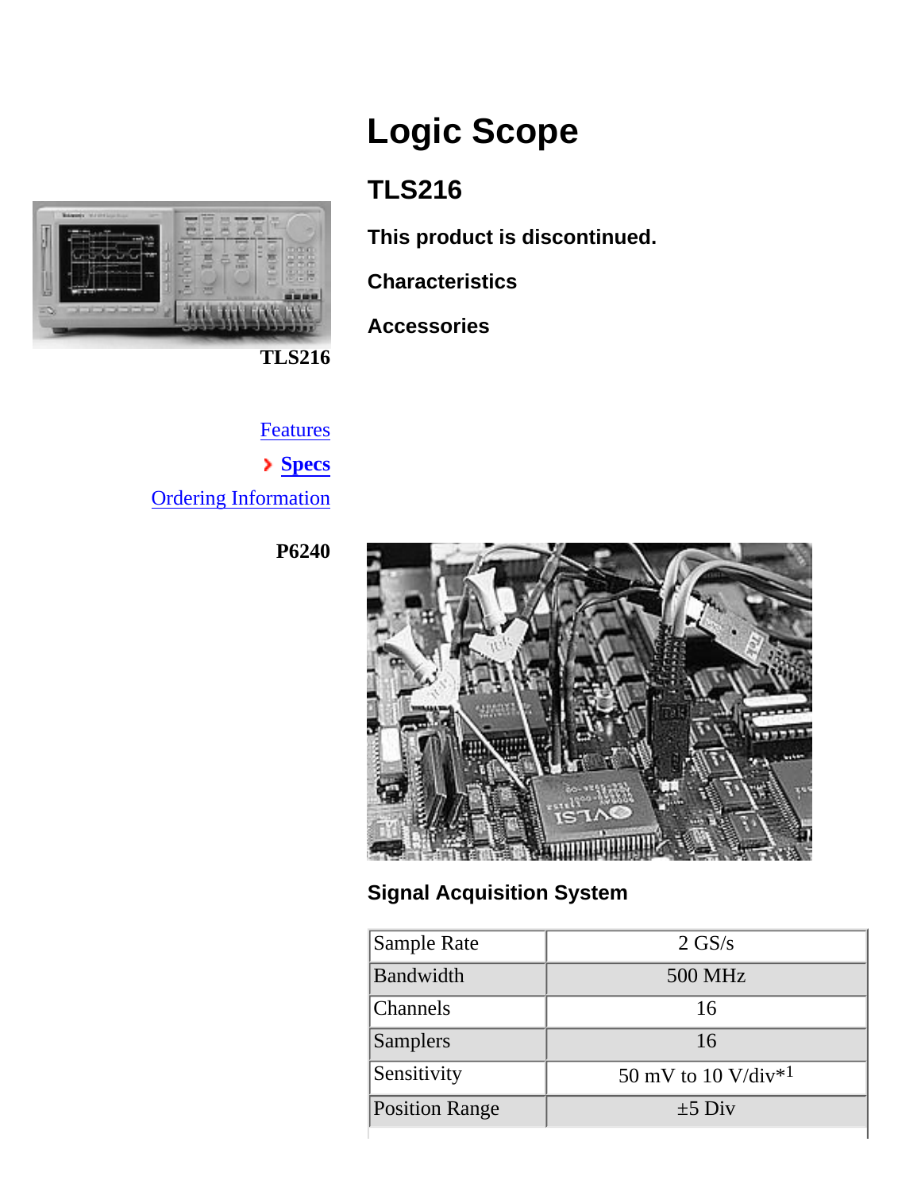# Logic Scope

## TLS216

**This product is discontinued.**

**Characteristics**

**Accessories**

TLS216

Features

Specs

Ordering Information

P6240

### Signal Acquisition System

| Sample Rate | 2 GS/s |
|---|---|
| Bandwidth | 500 MHz |
| Channels | 16 |
| Samplers | 16 |
| Sensitivity | 50 mV to 10 V/div*[1] |
| Position Range | ±5 Div |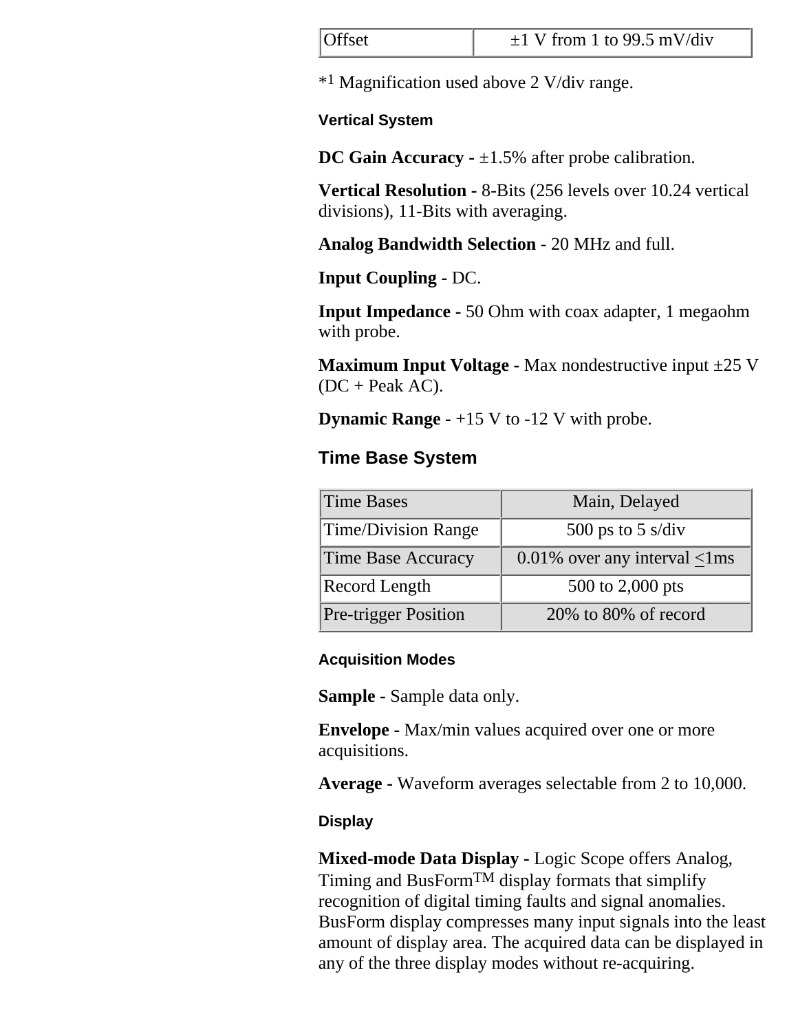| Offset | ±1 V from 1 to 99.5 mV/div |
|---|---|

*[1] Magnification used above 2 V/div range.

#### Vertical System

**DC Gain Accuracy -** ±1.5% after probe calibration.

**Vertical Resolution -** 8-Bits (256 levels over 10.24 vertical divisions), 11-Bits with averaging.

**Analog Bandwidth Selection -** 20 MHz and full.

**Input Coupling -** DC.

**Input Impedance -** 50 Ohm with coax adapter, 1 megaohm with probe.

**Maximum Input Voltage -** Max nondestructive input ±25 V (DC + Peak AC).

**Dynamic Range -** +15 V to -12 V with probe.

### Time Base System

| Time Bases | Main, Delayed |
|---|---|
| Time/Division Range | 500 ps to 5 s/div |
| Time Base Accuracy | 0.01% over any interval ≤1ms |
| Record Length | 500 to 2,000 pts |
| Pre-trigger Position | 20% to 80% of record |

#### Acquisition Modes

**Sample -** Sample data only.

**Envelope -** Max/min values acquired over one or more acquisitions.

**Average -** Waveform averages selectable from 2 to 10,000.

#### Display

**Mixed-mode Data Display -** Logic Scope offers Analog, Timing and BusForm™ display formats that simplify recognition of digital timing faults and signal anomalies. BusForm display compresses many input signals into the least amount of display area. The acquired data can be displayed in any of the three display modes without re-acquiring.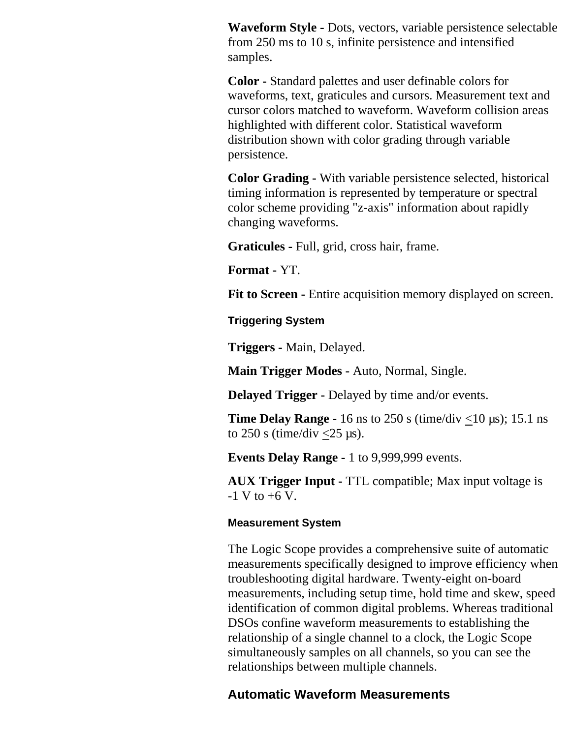**Waveform Style -** Dots, vectors, variable persistence selectable from 250 ms to 10 s, infinite persistence and intensified samples.

**Color -** Standard palettes and user definable colors for waveforms, text, graticules and cursors. Measurement text and cursor colors matched to waveform. Waveform collision areas highlighted with different color. Statistical waveform distribution shown with color grading through variable persistence.

**Color Grading -** With variable persistence selected, historical timing information is represented by temperature or spectral color scheme providing "z-axis" information about rapidly changing waveforms.

**Graticules -** Full, grid, cross hair, frame.

**Format -** YT.

**Fit to Screen -** Entire acquisition memory displayed on screen.

#### Triggering System

**Triggers -** Main, Delayed.

**Main Trigger Modes -** Auto, Normal, Single.

**Delayed Trigger -** Delayed by time and/or events.

**Time Delay Range -** 16 ns to 250 s (time/div ≤10 µs); 15.1 ns to 250 s (time/div ≤25 µs).

**Events Delay Range -** 1 to 9,999,999 events.

**AUX Trigger Input -** TTL compatible; Max input voltage is -1 V to +6 V.

#### Measurement System

The Logic Scope provides a comprehensive suite of automatic measurements specifically designed to improve efficiency when troubleshooting digital hardware. Twenty-eight on-board measurements, including setup time, hold time and skew, speed identification of common digital problems. Whereas traditional DSOs confine waveform measurements to establishing the relationship of a single channel to a clock, the Logic Scope simultaneously samples on all channels, so you can see the relationships between multiple channels.

### Automatic Waveform Measurements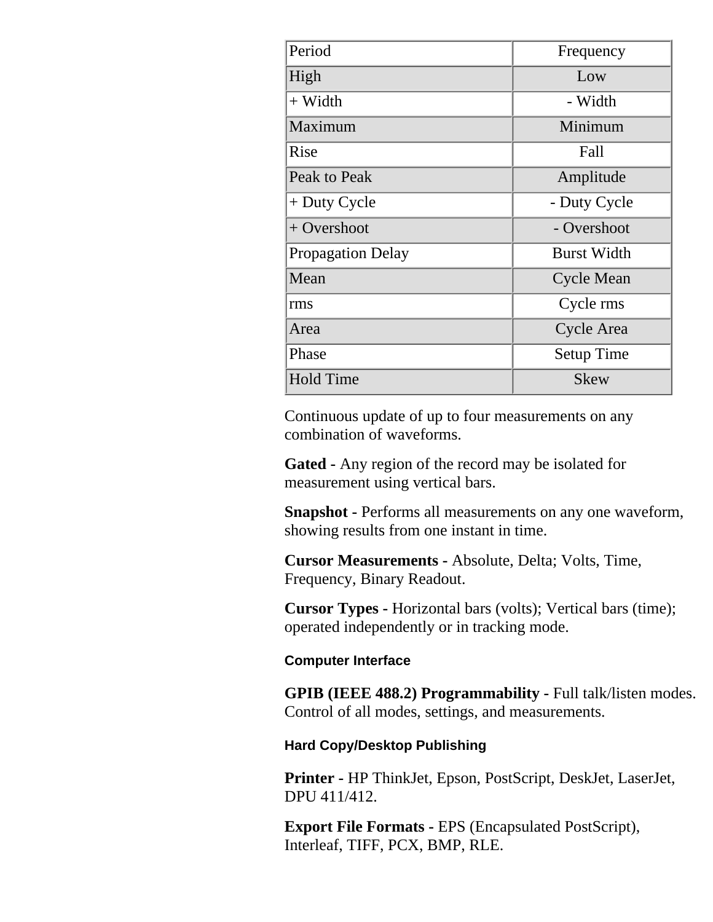| Period | Frequency |
| --- | --- |
| High | Low |
| + Width | - Width |
| Maximum | Minimum |
| Rise | Fall |
| Peak to Peak | Amplitude |
| + Duty Cycle | - Duty Cycle |
| + Overshoot | - Overshoot |
| Propagation Delay | Burst Width |
| Mean | Cycle Mean |
| rms | Cycle rms |
| Area | Cycle Area |
| Phase | Setup Time |
| Hold Time | Skew |

Continuous update of up to four measurements on any combination of waveforms.

**Gated -** Any region of the record may be isolated for measurement using vertical bars.

**Snapshot -** Performs all measurements on any one waveform, showing results from one instant in time.

**Cursor Measurements -** Absolute, Delta; Volts, Time, Frequency, Binary Readout.

**Cursor Types -** Horizontal bars (volts); Vertical bars (time); operated independently or in tracking mode.

#### Computer Interface

**GPIB (IEEE 488.2) Programmability -** Full talk/listen modes. Control of all modes, settings, and measurements.

#### Hard Copy/Desktop Publishing

**Printer** - HP ThinkJet, Epson, PostScript, DeskJet, LaserJet, DPU 411/412.

**Export File Formats -** EPS (Encapsulated PostScript), Interleaf, TIFF, PCX, BMP, RLE.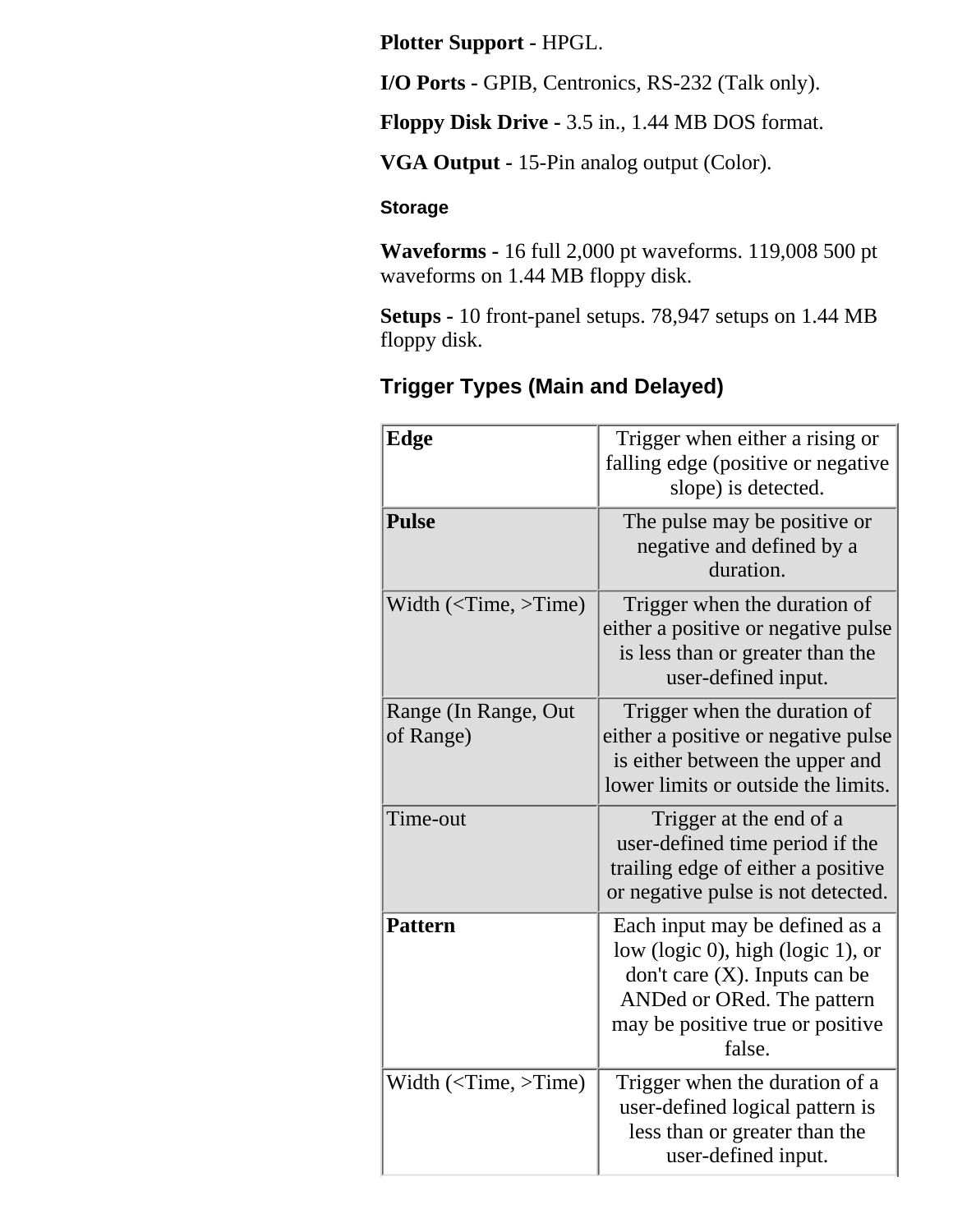**Plotter Support -** HPGL.

**I/O Ports -** GPIB, Centronics, RS-232 (Talk only).

**Floppy Disk Drive -** 3.5 in., 1.44 MB DOS format.

**VGA Output -** 15-Pin analog output (Color).

#### Storage

**Waveforms -** 16 full 2,000 pt waveforms. 119,008 500 pt waveforms on 1.44 MB floppy disk.

**Setups -** 10 front-panel setups. 78,947 setups on 1.44 MB floppy disk.

### Trigger Types (Main and Delayed)

| | |
|---|---|
| **Edge** | Trigger when either a rising or falling edge (positive or negative slope) is detected. |
| **Pulse** | The pulse may be positive or negative and defined by a duration. |
| Width (<Time, >Time) | Trigger when the duration of either a positive or negative pulse is less than or greater than the user-defined input. |
| Range (In Range, Out of Range) | Trigger when the duration of either a positive or negative pulse is either between the upper and lower limits or outside the limits. |
| Time-out | Trigger at the end of a user-defined time period if the trailing edge of either a positive or negative pulse is not detected. |
| **Pattern** | Each input may be defined as a low (logic 0), high (logic 1), or don't care (X). Inputs can be ANDed or ORed. The pattern may be positive true or positive false. |
| Width (<Time, >Time) | Trigger when the duration of a user-defined logical pattern is less than or greater than the user-defined input. |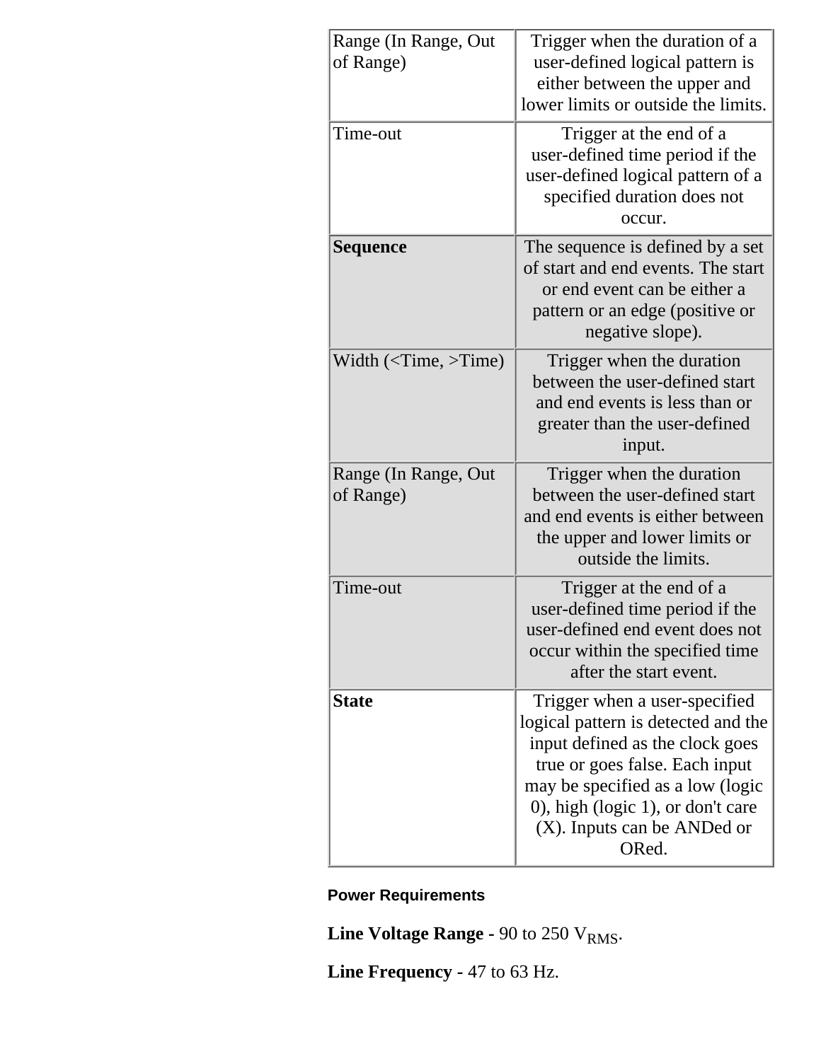| | |
|---|---|
| Range (In Range, Out of Range) | Trigger when the duration of a user-defined logical pattern is either between the upper and lower limits or outside the limits. |
| Time-out | Trigger at the end of a user-defined time period if the user-defined logical pattern of a specified duration does not occur. |
| **Sequence** | The sequence is defined by a set of start and end events. The start or end event can be either a pattern or an edge (positive or negative slope). |
| Width (<Time, >Time) | Trigger when the duration between the user-defined start and end events is less than or greater than the user-defined input. |
| Range (In Range, Out of Range) | Trigger when the duration between the user-defined start and end events is either between the upper and lower limits or outside the limits. |
| Time-out | Trigger at the end of a user-defined time period if the user-defined end event does not occur within the specified time after the start event. |
| **State** | Trigger when a user-specified logical pattern is detected and the input defined as the clock goes true or goes false. Each input may be specified as a low (logic 0), high (logic 1), or don't care (X). Inputs can be ANDed or ORed. |

#### Power Requirements

**Line Voltage Range -** 90 to 250 $V_{RMS}$.

**Line Frequency -** 47 to 63 Hz.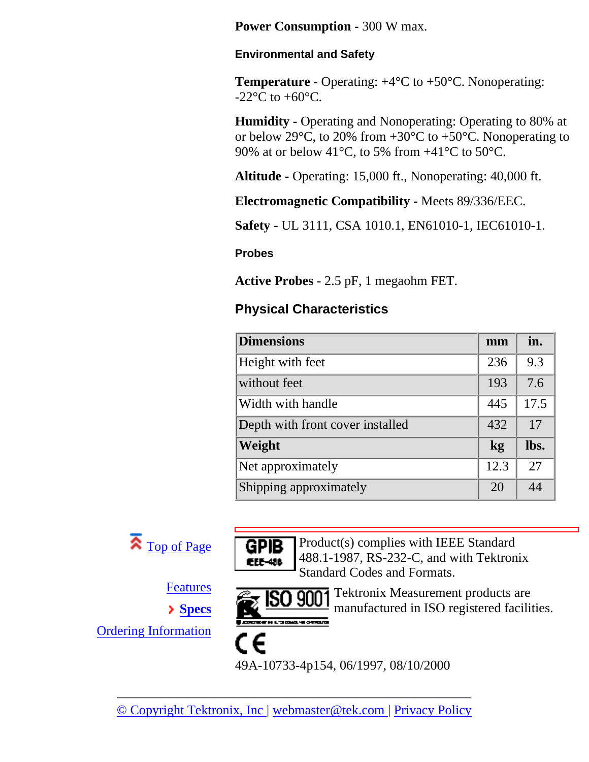**Power Consumption** - 300 W max.

#### Environmental and Safety

**Temperature** - Operating: +4°C to +50°C. Nonoperating: -22°C to +60°C.

**Humidity** - Operating and Nonoperating: Operating to 80% at or below 29°C, to 20% from +30°C to +50°C. Nonoperating to 90% at or below 41°C, to 5% from +41°C to 50°C.

**Altitude** - Operating: 15,000 ft., Nonoperating: 40,000 ft.

**Electromagnetic Compatibility** - Meets 89/336/EEC.

**Safety** - UL 3111, CSA 1010.1, EN61010-1, IEC61010-1.

#### Probes

**Active Probes** - 2.5 pF, 1 megaohm FET.

### Physical Characteristics

| **Dimensions** | **mm** | **in.** |
|---|---|---|
| Height with feet | 236 | 9.3 |
| without feet | 193 | 7.6 |
| Width with handle | 445 | 17.5 |
| Depth with front cover installed | 432 | 17 |
| **Weight** | **kg** | **lbs.** |
| Net approximately | 12.3 | 27 |
| Shipping approximately | 20 | 44 |

Top of Page

Features

Specs

Ordering Information

GPIB IEEE-488

Product(s) complies with IEEE Standard 488.1-1987, RS-232-C, and with Tektronix Standard Codes and Formats.

ISO 9001

Tektronix Measurement products are manufactured in ISO registered facilities.

CE

49A-10733-4p154, 06/1997, 08/10/2000

© Copyright Tektronix, Inc | webmaster@tek.com | Privacy Policy